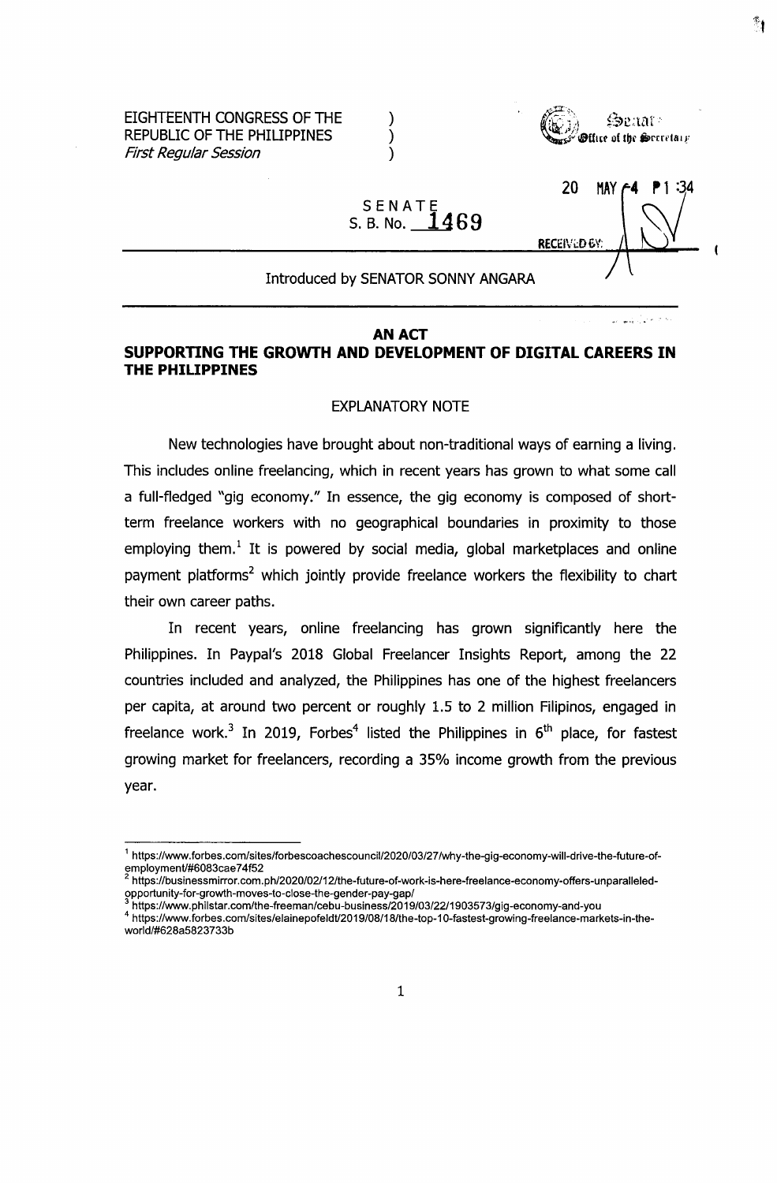EIGHTEENTH CONGRESS OF THE )
REPUBLIC OF THE PHILIPPINES )
*First Regular Session* )

Senate
Office of the Secretary

20 MAY -4 P1:34

RECEIVED BY:

SENATE
S. B. No. 1469

Introduced by SENATOR SONNY ANGARA

**AN ACT**
**SUPPORTING THE GROWTH AND DEVELOPMENT OF DIGITAL CAREERS IN THE PHILIPPINES**

EXPLANATORY NOTE

New technologies have brought about non-traditional ways of earning a living. This includes online freelancing, which in recent years has grown to what some call a full-fledged "gig economy." In essence, the gig economy is composed of short-term freelance workers with no geographical boundaries in proximity to those employing them.[1] It is powered by social media, global marketplaces and online payment platforms[2] which jointly provide freelance workers the flexibility to chart their own career paths.

In recent years, online freelancing has grown significantly here the Philippines. In Paypal's 2018 Global Freelancer Insights Report, among the 22 countries included and analyzed, the Philippines has one of the highest freelancers per capita, at around two percent or roughly 1.5 to 2 million Filipinos, engaged in freelance work.[3] In 2019, Forbes[4] listed the Philippines in 6th place, for fastest growing market for freelancers, recording a 35% income growth from the previous year.

---

[1] https://www.forbes.com/sites/forbescoachescouncil/2020/03/27/why-the-gig-economy-will-drive-the-future-of-employment/#6083cae74f52

[2] https://businessmirror.com.ph/2020/02/12/the-future-of-work-is-here-freelance-economy-offers-unparalleled-opportunity-for-growth-moves-to-close-the-gender-pay-gap/

[3] https://www.philstar.com/the-freeman/cebu-business/2019/03/22/1903573/gig-economy-and-you

[4] https://www.forbes.com/sites/elainepofeldt/2019/08/18/the-top-10-fastest-growing-freelance-markets-in-the-world/#628a5823733b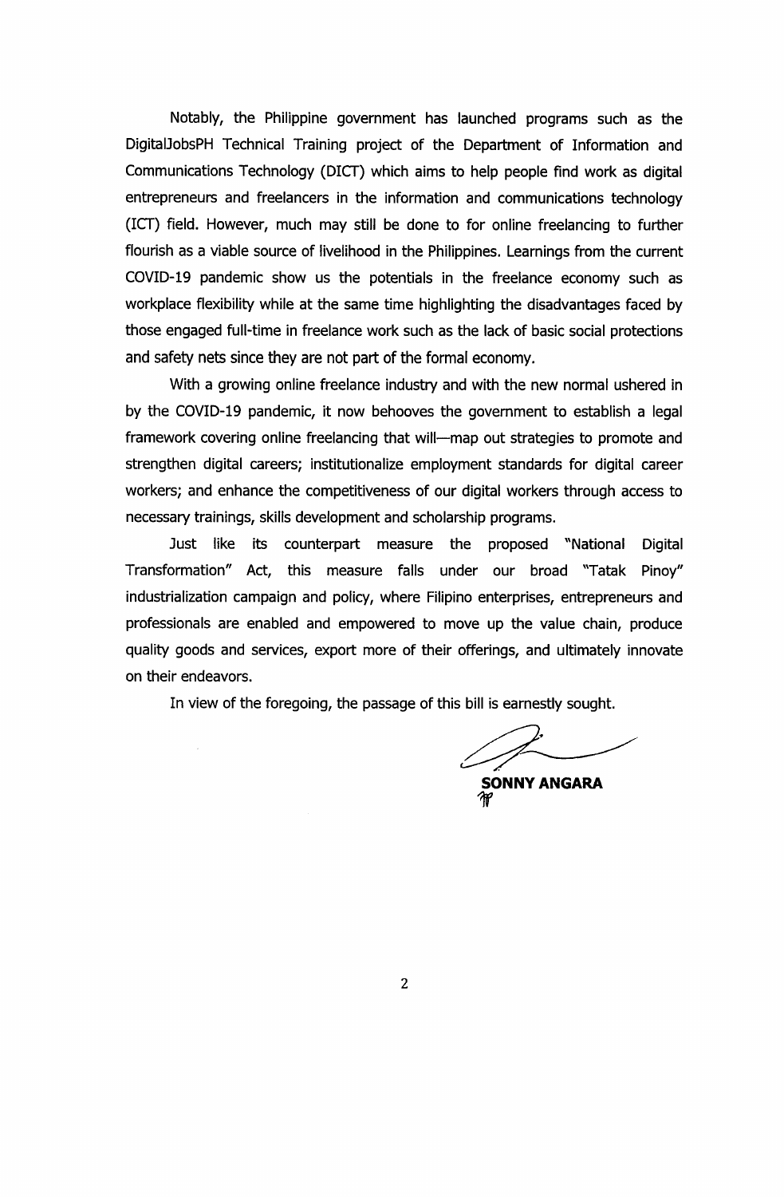Notably, the Philippine government has launched programs such as the DigitalJobsPH Technical Training project of the Department of Information and Communications Technology (DICT) which aims to help people find work as digital entrepreneurs and freelancers in the information and communications technology (ICT) field. However, much may still be done to for online freelancing to further flourish as a viable source of livelihood in the Philippines. Learnings from the current COVID-19 pandemic show us the potentials in the freelance economy such as workplace flexibility while at the same time highlighting the disadvantages faced by those engaged full-time in freelance work such as the lack of basic social protections and safety nets since they are not part of the formal economy.

With a growing online freelance industry and with the new normal ushered in by the COVID-19 pandemic, it now behooves the government to establish a legal framework covering online freelancing that will—map out strategies to promote and strengthen digital careers; institutionalize employment standards for digital career workers; and enhance the competitiveness of our digital workers through access to necessary trainings, skills development and scholarship programs.

Just like its counterpart measure the proposed "National Digital Transformation" Act, this measure falls under our broad "Tatak Pinoy" industrialization campaign and policy, where Filipino enterprises, entrepreneurs and professionals are enabled and empowered to move up the value chain, produce quality goods and services, export more of their offerings, and ultimately innovate on their endeavors.

In view of the foregoing, the passage of this bill is earnestly sought.

**SONNY ANGARA**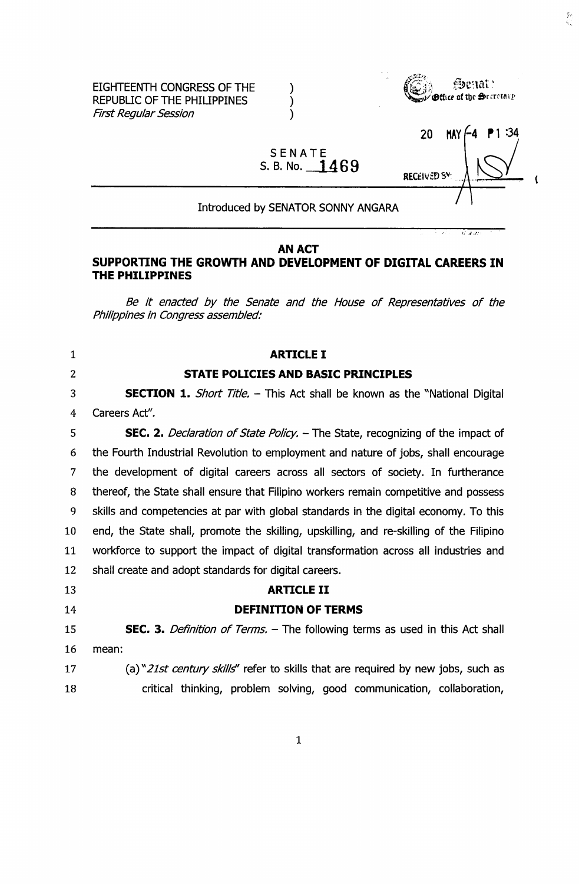EIGHTEENTH CONGRESS OF THE )
REPUBLIC OF THE PHILIPPINES )
*First Regular Session* )

Senate
Office of the Secretary

20 MAY -4 P1 :34

RECEIVED BY:

SENATE
S. B. No. 1469

Introduced by SENATOR SONNY ANGARA

**AN ACT**
**SUPPORTING THE GROWTH AND DEVELOPMENT OF DIGITAL CAREERS IN THE PHILIPPINES**

*Be it enacted by the Senate and the House of Representatives of the Philippines in Congress assembled:*

**ARTICLE I**

**STATE POLICIES AND BASIC PRINCIPLES**

**SECTION 1.** *Short Title.* – This Act shall be known as the "National Digital Careers Act".

**SEC. 2.** *Declaration of State Policy.* – The State, recognizing of the impact of the Fourth Industrial Revolution to employment and nature of jobs, shall encourage the development of digital careers across all sectors of society. In furtherance thereof, the State shall ensure that Filipino workers remain competitive and possess skills and competencies at par with global standards in the digital economy. To this end, the State shall, promote the skilling, upskilling, and re-skilling of the Filipino workforce to support the impact of digital transformation across all industries and shall create and adopt standards for digital careers.

**ARTICLE II**

**DEFINITION OF TERMS**

**SEC. 3.** *Definition of Terms.* – The following terms as used in this Act shall mean:

(a) "*21st century skills*" refer to skills that are required by new jobs, such as critical thinking, problem solving, good communication, collaboration,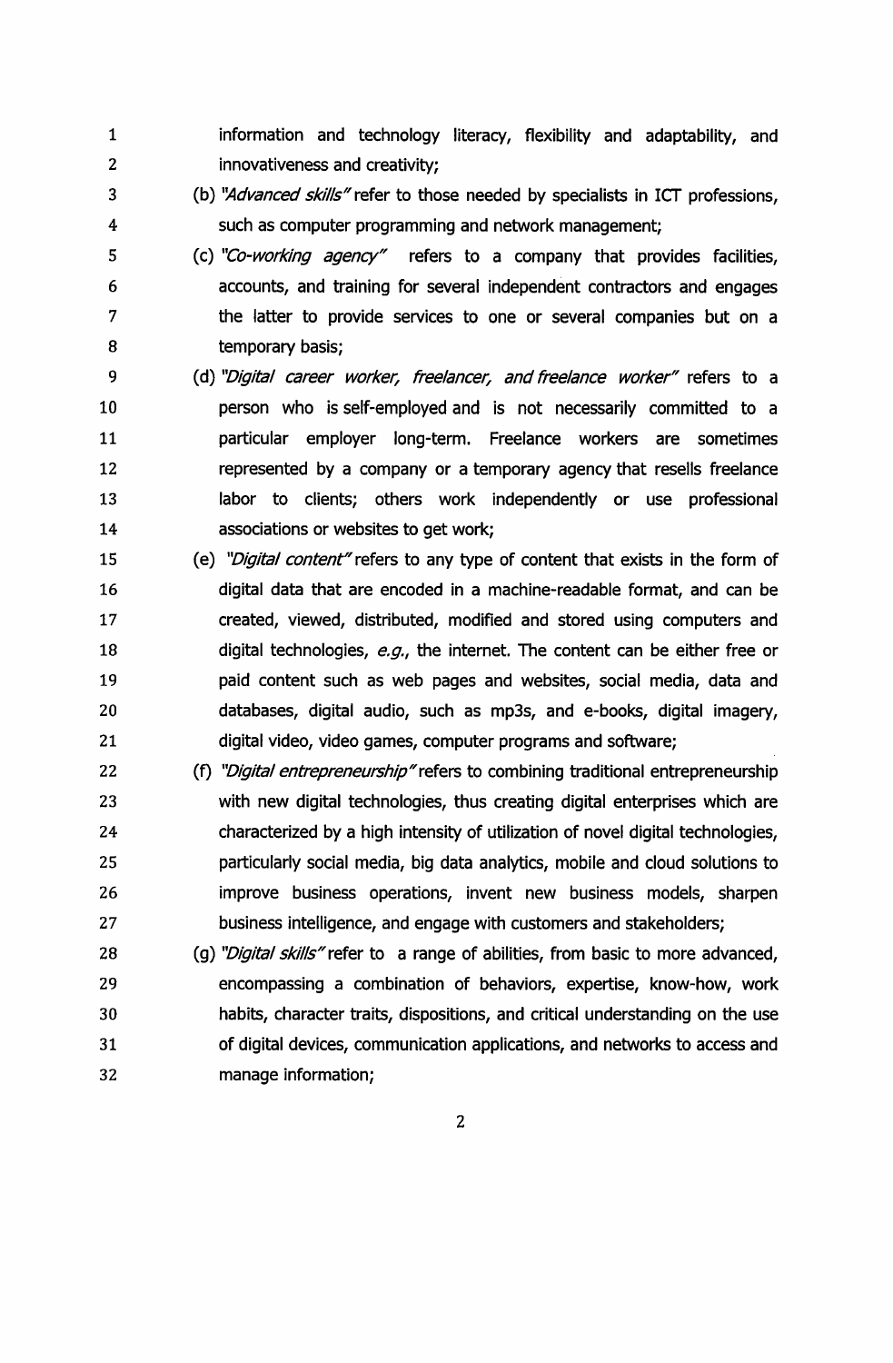information and technology literacy, flexibility and adaptability, and innovativeness and creativity;

(b) *"Advanced skills"* refer to those needed by specialists in ICT professions, such as computer programming and network management;

(c) *"Co-working agency"* refers to a company that provides facilities, accounts, and training for several independent contractors and engages the latter to provide services to one or several companies but on a temporary basis;

(d) *"Digital career worker, freelancer, and freelance worker"* refers to a person who is self-employed and is not necessarily committed to a particular employer long-term. Freelance workers are sometimes represented by a company or a temporary agency that resells freelance labor to clients; others work independently or use professional associations or websites to get work;

(e) *"Digital content"* refers to any type of content that exists in the form of digital data that are encoded in a machine-readable format, and can be created, viewed, distributed, modified and stored using computers and digital technologies, *e.g.*, the internet. The content can be either free or paid content such as web pages and websites, social media, data and databases, digital audio, such as mp3s, and e-books, digital imagery, digital video, video games, computer programs and software;

(f) *"Digital entrepreneurship"* refers to combining traditional entrepreneurship with new digital technologies, thus creating digital enterprises which are characterized by a high intensity of utilization of novel digital technologies, particularly social media, big data analytics, mobile and cloud solutions to improve business operations, invent new business models, sharpen business intelligence, and engage with customers and stakeholders;

(g) *"Digital skills"* refer to a range of abilities, from basic to more advanced, encompassing a combination of behaviors, expertise, know-how, work habits, character traits, dispositions, and critical understanding on the use of digital devices, communication applications, and networks to access and manage information;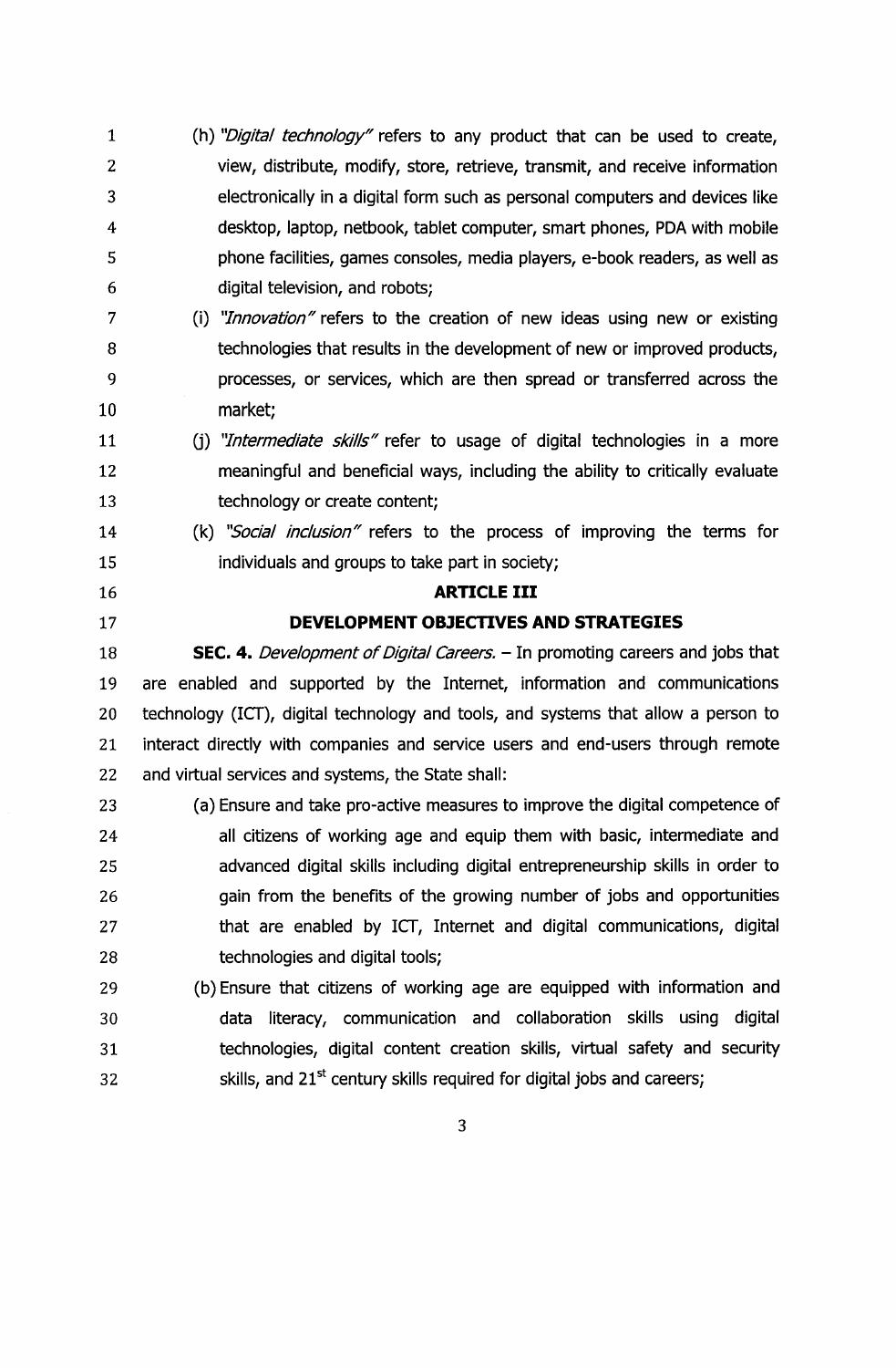(h) *"Digital technology"* refers to any product that can be used to create, view, distribute, modify, store, retrieve, transmit, and receive information electronically in a digital form such as personal computers and devices like desktop, laptop, netbook, tablet computer, smart phones, PDA with mobile phone facilities, games consoles, media players, e-book readers, as well as digital television, and robots;

(i) *"Innovation"* refers to the creation of new ideas using new or existing technologies that results in the development of new or improved products, processes, or services, which are then spread or transferred across the market;

(j) *"Intermediate skills"* refer to usage of digital technologies in a more meaningful and beneficial ways, including the ability to critically evaluate technology or create content;

(k) *"Social inclusion"* refers to the process of improving the terms for individuals and groups to take part in society;

## ARTICLE III

## DEVELOPMENT OBJECTIVES AND STRATEGIES

**SEC. 4.** *Development of Digital Careers.* – In promoting careers and jobs that are enabled and supported by the Internet, information and communications technology (ICT), digital technology and tools, and systems that allow a person to interact directly with companies and service users and end-users through remote and virtual services and systems, the State shall:

(a) Ensure and take pro-active measures to improve the digital competence of all citizens of working age and equip them with basic, intermediate and advanced digital skills including digital entrepreneurship skills in order to gain from the benefits of the growing number of jobs and opportunities that are enabled by ICT, Internet and digital communications, digital technologies and digital tools;

(b) Ensure that citizens of working age are equipped with information and data literacy, communication and collaboration skills using digital technologies, digital content creation skills, virtual safety and security skills, and 21st century skills required for digital jobs and careers;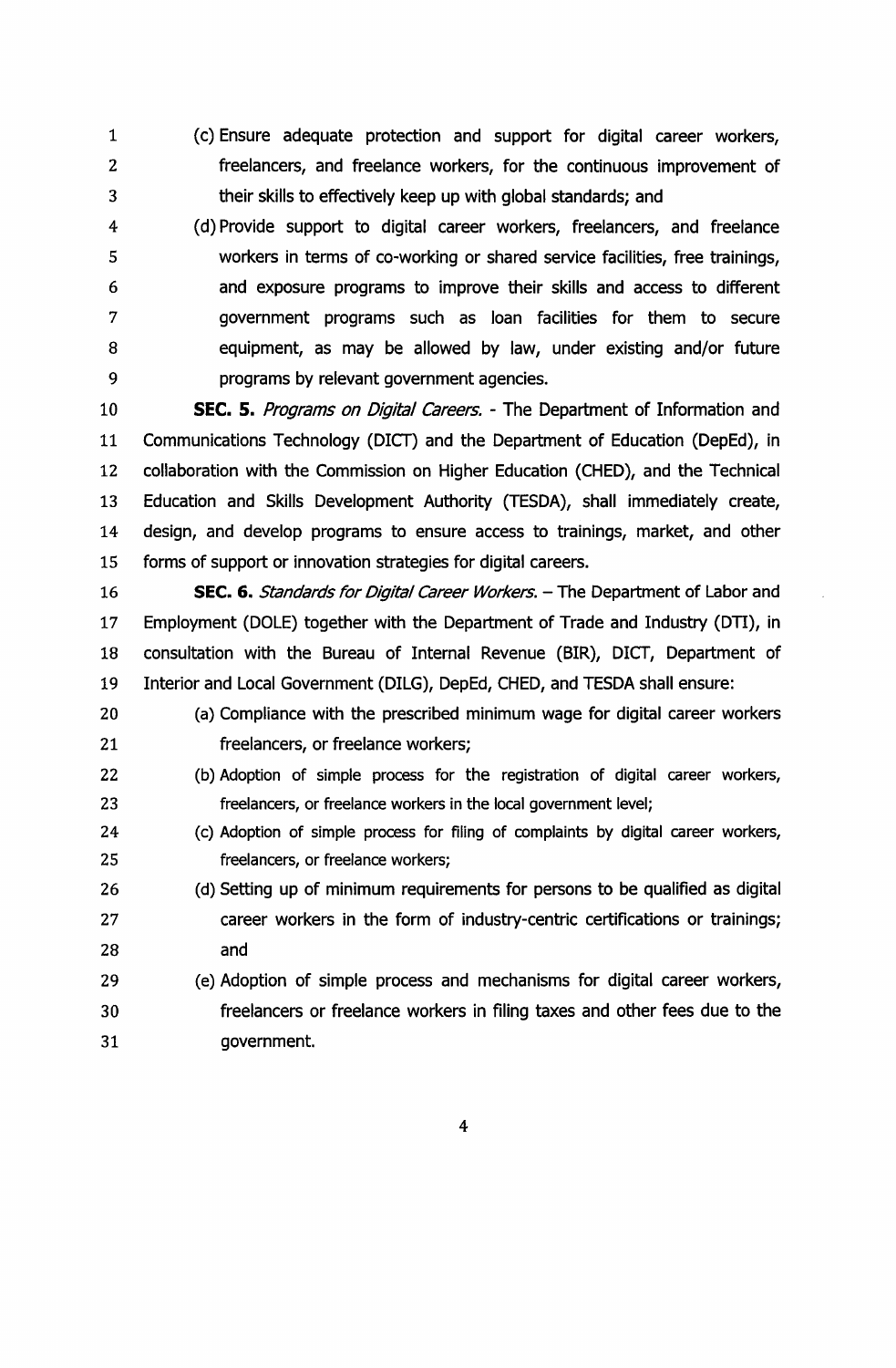(c) Ensure adequate protection and support for digital career workers, freelancers, and freelance workers, for the continuous improvement of their skills to effectively keep up with global standards; and

(d) Provide support to digital career workers, freelancers, and freelance workers in terms of co-working or shared service facilities, free trainings, and exposure programs to improve their skills and access to different government programs such as loan facilities for them to secure equipment, as may be allowed by law, under existing and/or future programs by relevant government agencies.

**SEC. 5.** *Programs on Digital Careers.* - The Department of Information and Communications Technology (DICT) and the Department of Education (DepEd), in collaboration with the Commission on Higher Education (CHED), and the Technical Education and Skills Development Authority (TESDA), shall immediately create, design, and develop programs to ensure access to trainings, market, and other forms of support or innovation strategies for digital careers.

**SEC. 6.** *Standards for Digital Career Workers.* – The Department of Labor and Employment (DOLE) together with the Department of Trade and Industry (DTI), in consultation with the Bureau of Internal Revenue (BIR), DICT, Department of Interior and Local Government (DILG), DepEd, CHED, and TESDA shall ensure:

(a) Compliance with the prescribed minimum wage for digital career workers freelancers, or freelance workers;

(b) Adoption of simple process for the registration of digital career workers, freelancers, or freelance workers in the local government level;

(c) Adoption of simple process for filing of complaints by digital career workers, freelancers, or freelance workers;

(d) Setting up of minimum requirements for persons to be qualified as digital career workers in the form of industry-centric certifications or trainings; and

(e) Adoption of simple process and mechanisms for digital career workers, freelancers or freelance workers in filing taxes and other fees due to the government.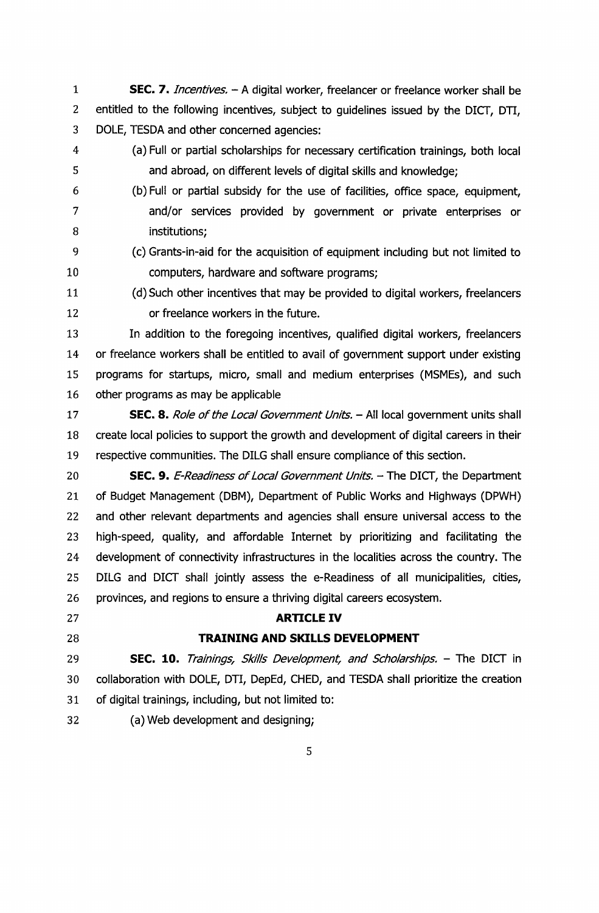**SEC. 7.** *Incentives.* – A digital worker, freelancer or freelance worker shall be entitled to the following incentives, subject to guidelines issued by the DICT, DTI, DOLE, TESDA and other concerned agencies:

(a) Full or partial scholarships for necessary certification trainings, both local and abroad, on different levels of digital skills and knowledge;

(b) Full or partial subsidy for the use of facilities, office space, equipment, and/or services provided by government or private enterprises or institutions;

(c) Grants-in-aid for the acquisition of equipment including but not limited to computers, hardware and software programs;

(d) Such other incentives that may be provided to digital workers, freelancers or freelance workers in the future.

In addition to the foregoing incentives, qualified digital workers, freelancers or freelance workers shall be entitled to avail of government support under existing programs for startups, micro, small and medium enterprises (MSMEs), and such other programs as may be applicable

**SEC. 8.** *Role of the Local Government Units.* – All local government units shall create local policies to support the growth and development of digital careers in their respective communities. The DILG shall ensure compliance of this section.

**SEC. 9.** *E-Readiness of Local Government Units.* – The DICT, the Department of Budget Management (DBM), Department of Public Works and Highways (DPWH) and other relevant departments and agencies shall ensure universal access to the high-speed, quality, and affordable Internet by prioritizing and facilitating the development of connectivity infrastructures in the localities across the country. The DILG and DICT shall jointly assess the e-Readiness of all municipalities, cities, provinces, and regions to ensure a thriving digital careers ecosystem.

## ARTICLE IV

## TRAINING AND SKILLS DEVELOPMENT

**SEC. 10.** *Trainings, Skills Development, and Scholarships.* – The DICT in collaboration with DOLE, DTI, DepEd, CHED, and TESDA shall prioritize the creation of digital trainings, including, but not limited to:

(a) Web development and designing;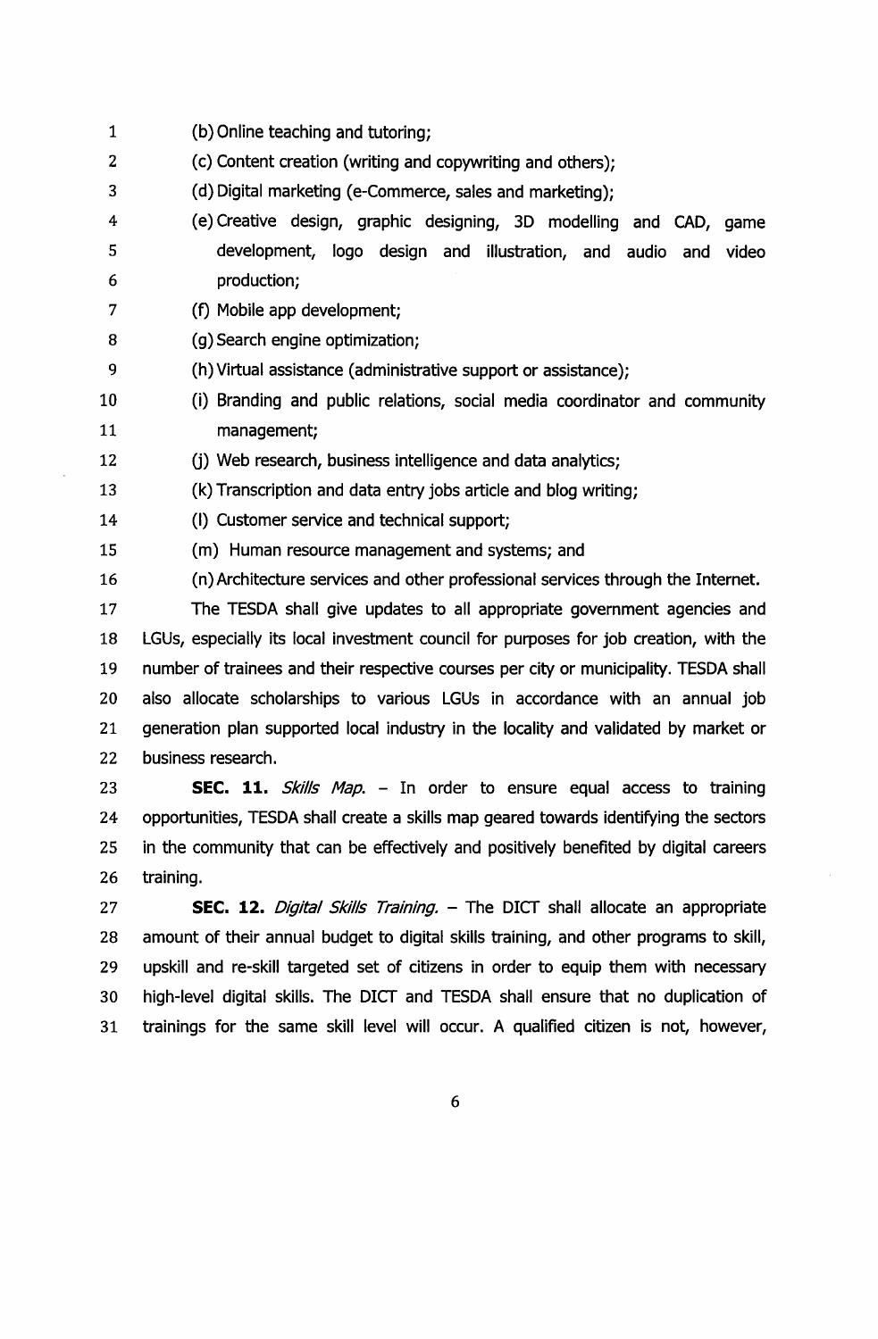(b) Online teaching and tutoring;

(c) Content creation (writing and copywriting and others);

(d) Digital marketing (e-Commerce, sales and marketing);

(e) Creative design, graphic designing, 3D modelling and CAD, game development, logo design and illustration, and audio and video production;

(f) Mobile app development;

(g) Search engine optimization;

(h) Virtual assistance (administrative support or assistance);

(i) Branding and public relations, social media coordinator and community management;

(j) Web research, business intelligence and data analytics;

(k) Transcription and data entry jobs article and blog writing;

(l) Customer service and technical support;

(m) Human resource management and systems; and

(n) Architecture services and other professional services through the Internet.

The TESDA shall give updates to all appropriate government agencies and LGUs, especially its local investment council for purposes for job creation, with the number of trainees and their respective courses per city or municipality. TESDA shall also allocate scholarships to various LGUs in accordance with an annual job generation plan supported local industry in the locality and validated by market or business research.

**SEC. 11.** *Skills Map.* – In order to ensure equal access to training opportunities, TESDA shall create a skills map geared towards identifying the sectors in the community that can be effectively and positively benefited by digital careers training.

**SEC. 12.** *Digital Skills Training.* – The DICT shall allocate an appropriate amount of their annual budget to digital skills training, and other programs to skill, upskill and re-skill targeted set of citizens in order to equip them with necessary high-level digital skills. The DICT and TESDA shall ensure that no duplication of trainings for the same skill level will occur. A qualified citizen is not, however,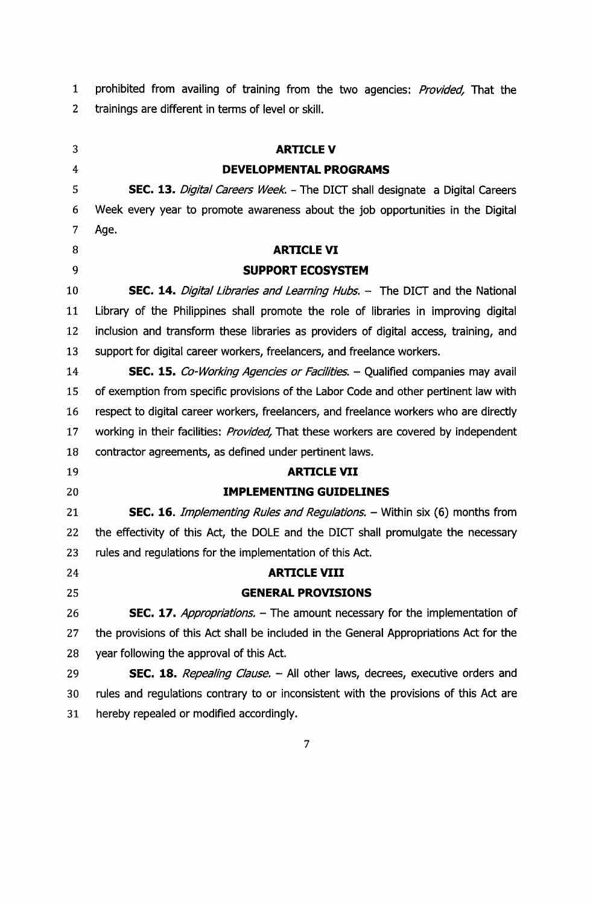prohibited from availing of training from the two agencies: *Provided,* That the trainings are different in terms of level or skill.

## ARTICLE V
## DEVELOPMENTAL PROGRAMS

**SEC. 13.** *Digital Careers Week.* - The DICT shall designate a Digital Careers Week every year to promote awareness about the job opportunities in the Digital Age.

## ARTICLE VI
## SUPPORT ECOSYSTEM

**SEC. 14.** *Digital Libraries and Learning Hubs.* – The DICT and the National Library of the Philippines shall promote the role of libraries in improving digital inclusion and transform these libraries as providers of digital access, training, and support for digital career workers, freelancers, and freelance workers.

**SEC. 15.** *Co-Working Agencies or Facilities.* – Qualified companies may avail of exemption from specific provisions of the Labor Code and other pertinent law with respect to digital career workers, freelancers, and freelance workers who are directly working in their facilities: *Provided,* That these workers are covered by independent contractor agreements, as defined under pertinent laws.

## ARTICLE VII
## IMPLEMENTING GUIDELINES

**SEC. 16.** *Implementing Rules and Regulations.* – Within six (6) months from the effectivity of this Act, the DOLE and the DICT shall promulgate the necessary rules and regulations for the implementation of this Act.

## ARTICLE VIII
## GENERAL PROVISIONS

**SEC. 17.** *Appropriations.* – The amount necessary for the implementation of the provisions of this Act shall be included in the General Appropriations Act for the year following the approval of this Act.

**SEC. 18.** *Repealing Clause.* – All other laws, decrees, executive orders and rules and regulations contrary to or inconsistent with the provisions of this Act are hereby repealed or modified accordingly.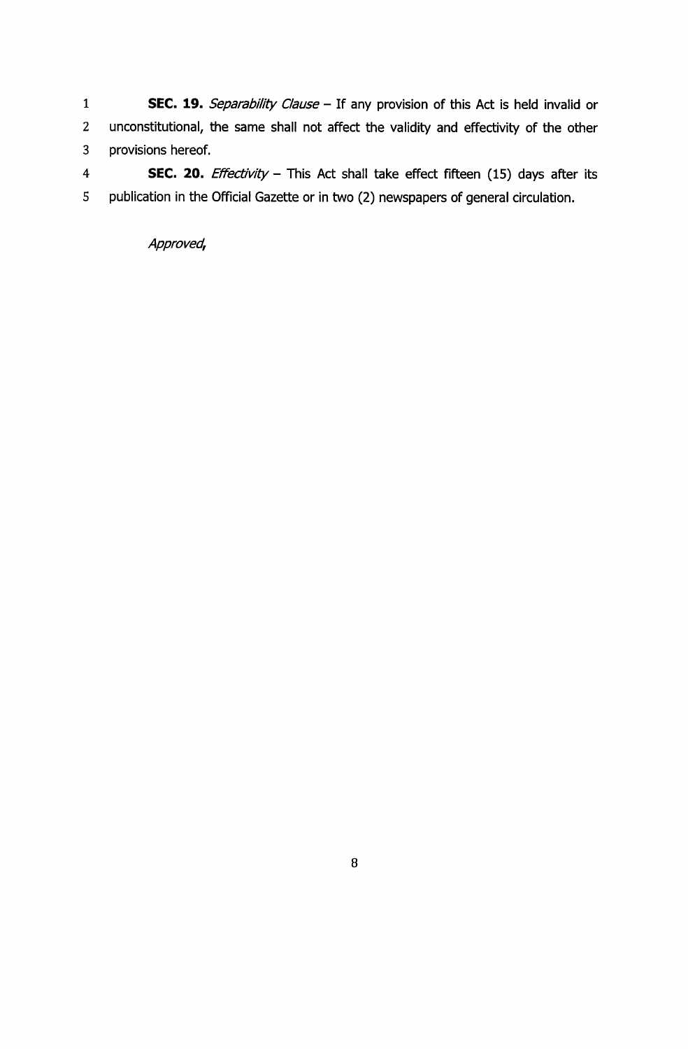**SEC. 19.** *Separability Clause* – If any provision of this Act is held invalid or unconstitutional, the same shall not affect the validity and effectivity of the other provisions hereof.

**SEC. 20.** *Effectivity* – This Act shall take effect fifteen (15) days after its publication in the Official Gazette or in two (2) newspapers of general circulation.

*Approved,*